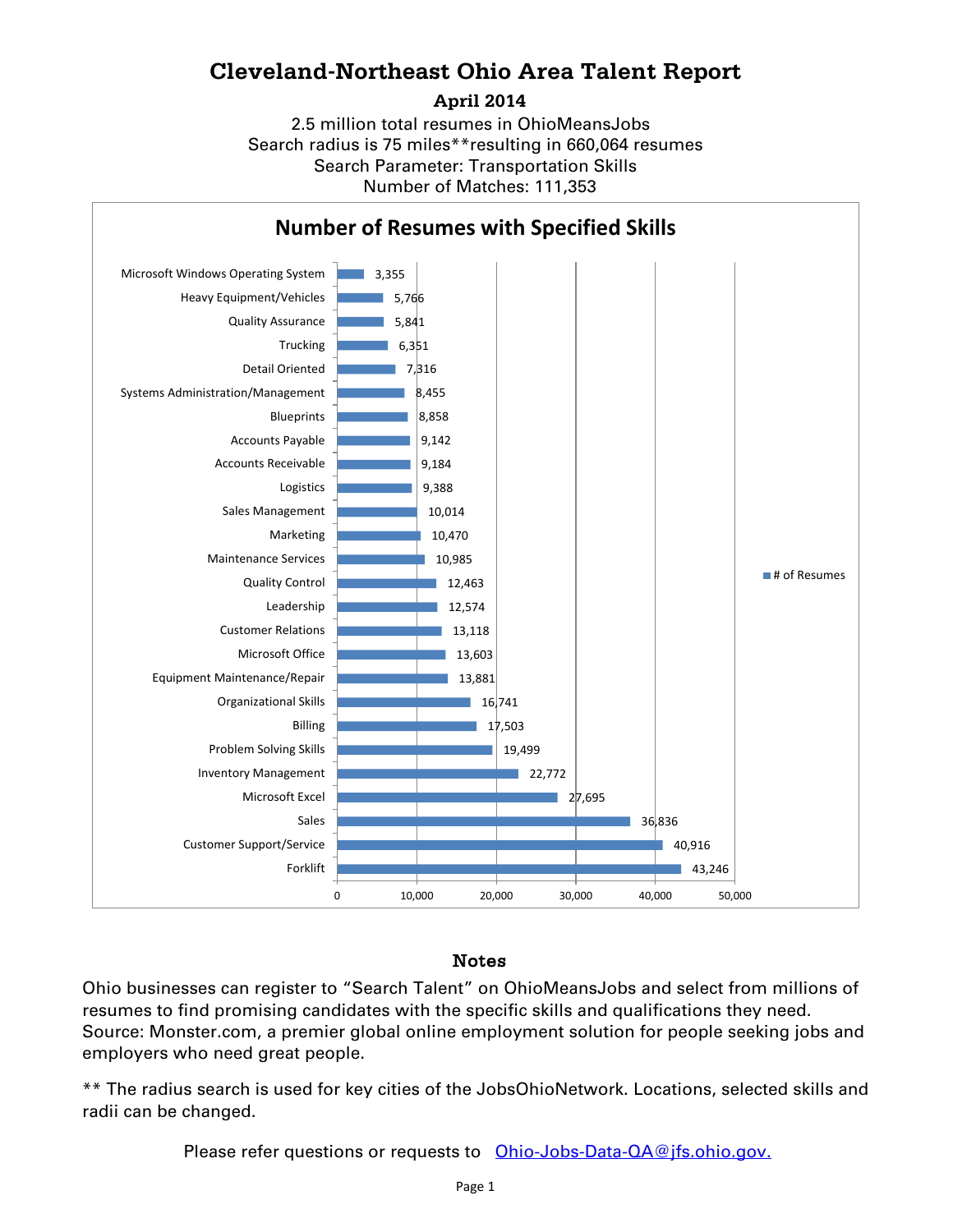# Cleveland-Northeast Ohio Area Talent Report

**April 2014**

2.5 million total resumes in OhioMeansJobs
Search radius is 75 miles**resulting in 660,064 resumes
Search Parameter: Transportation Skills
Number of Matches: 111,353

## Number of Resumes with Specified Skills

Microsoft Windows Operating System 3,355
Heavy Equipment/Vehicles 5,766
Quality Assurance 5,841
Trucking 6,351
Detail Oriented 7,316
Systems Administration/Management 8,455
Blueprints 8,858
Accounts Payable 9,142
Accounts Receivable 9,184
Logistics 9,388
Sales Management 10,014
Marketing 10,470
Maintenance Services 10,985
Quality Control 12,463
Leadership 12,574
Customer Relations 13,118
Microsoft Office 13,603
Equipment Maintenance/Repair 13,881
Organizational Skills 16,741
Billing 17,503
Problem Solving Skills 19,499
Inventory Management 22,772
Microsoft Excel 27,695
Sales 36,836
Customer Support/Service 40,916
Forklift 43,246

0
10,000
20,000
30,000
40,000
50,000

# of Resumes

## Notes

Ohio businesses can register to “Search Talent” on OhioMeansJobs and select from millions of resumes to find promising candidates with the specific skills and qualifications they need. Source: Monster.com, a premier global online employment solution for people seeking jobs and employers who need great people.

** The radius search is used for key cities of the JobsOhioNetwork. Locations, selected skills and radii can be changed.

Please refer questions or requests to [Ohio-Jobs-Data-QA@jfs.ohio.gov.](mailto:Ohio-Jobs-Data-QA@jfs.ohio.gov)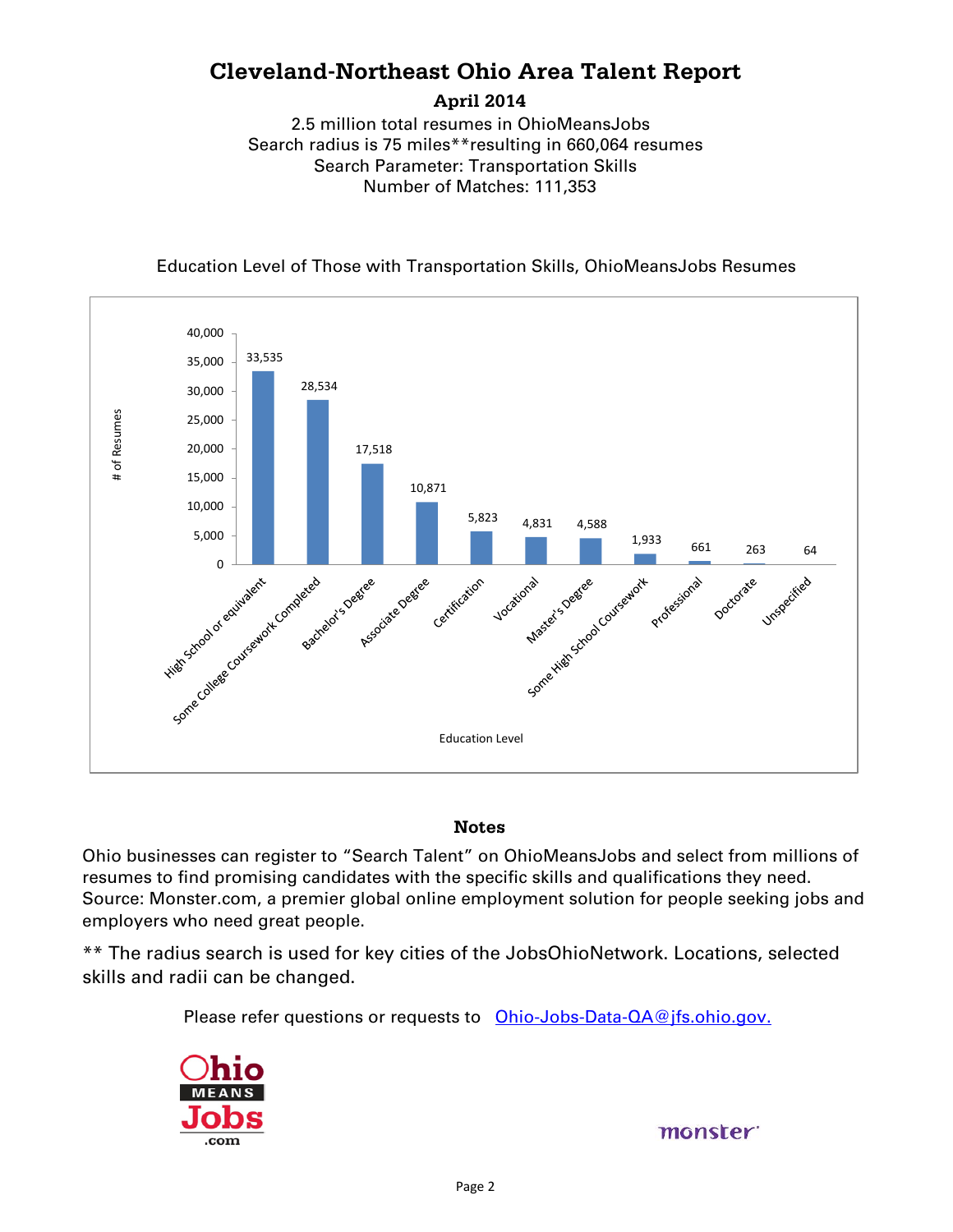# Cleveland-Northeast Ohio Area Talent Report

**April 2014**

2.5 million total resumes in OhioMeansJobs
Search radius is 75 miles**resulting in 660,064 resumes
Search Parameter: Transportation Skills
Number of Matches: 111,353

Education Level of Those with Transportation Skills, OhioMeansJobs Resumes

# of Resumes

40,000
35,000
30,000
25,000
20,000
15,000
10,000
5,000
0

33,535
28,534
17,518
10,871
5,823
4,831
4,588
1,933
661
263
64

High School or equivalent
Some College Coursework Completed
Bachelor's Degree
Associate Degree
Certification
Vocational
Master's Degree
Some High School Coursework
Professional
Doctorate
Unspecified

Education Level

## Notes

Ohio businesses can register to "Search Talent" on OhioMeansJobs and select from millions of resumes to find promising candidates with the specific skills and qualifications they need. Source: Monster.com, a premier global online employment solution for people seeking jobs and employers who need great people.

** The radius search is used for key cities of the JobsOhioNetwork. Locations, selected skills and radii can be changed.

Please refer questions or requests to Ohio-Jobs-Data-QA@jfs.ohio.gov.